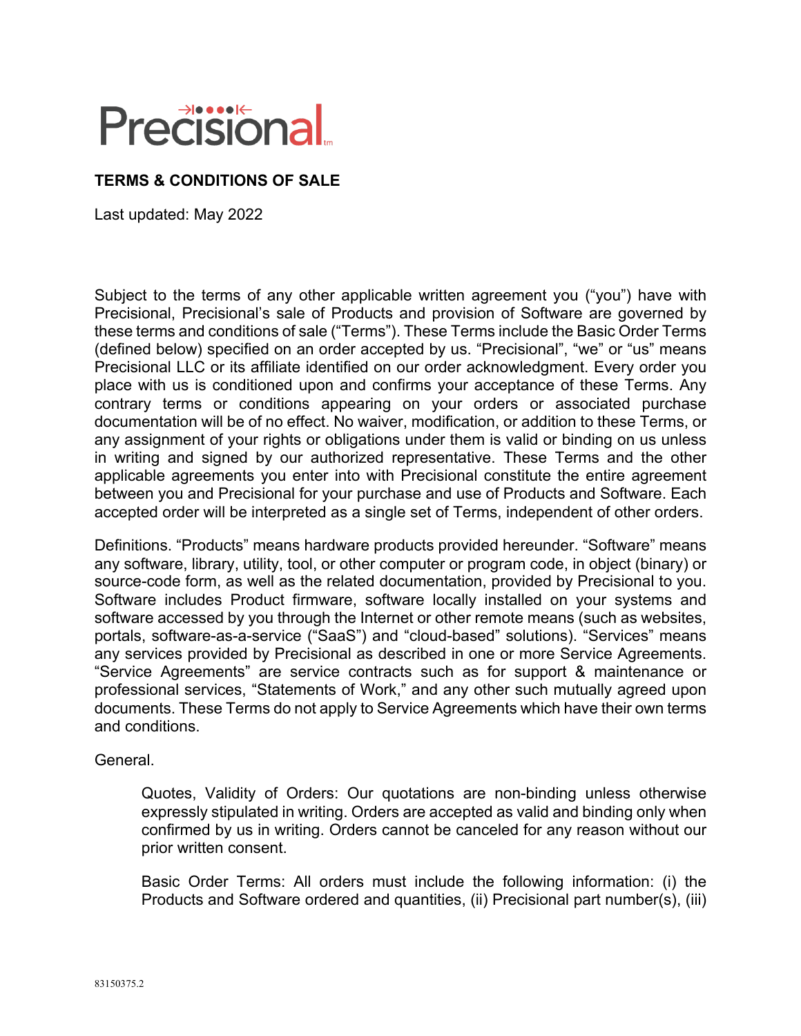Precisional

**TERMS & CONDITIONS OF SALE**

Last updated: May 2022

Subject to the terms of any other applicable written agreement you ("you") have with Precisional, Precisional's sale of Products and provision of Software are governed by these terms and conditions of sale ("Terms"). These Terms include the Basic Order Terms (defined below) specified on an order accepted by us. "Precisional", "we" or "us" means Precisional LLC or its affiliate identified on our order acknowledgment. Every order you place with us is conditioned upon and confirms your acceptance of these Terms. Any contrary terms or conditions appearing on your orders or associated purchase documentation will be of no effect. No waiver, modification, or addition to these Terms, or any assignment of your rights or obligations under them is valid or binding on us unless in writing and signed by our authorized representative. These Terms and the other applicable agreements you enter into with Precisional constitute the entire agreement between you and Precisional for your purchase and use of Products and Software. Each accepted order will be interpreted as a single set of Terms, independent of other orders.

Definitions. "Products" means hardware products provided hereunder. "Software" means any software, library, utility, tool, or other computer or program code, in object (binary) or source-code form, as well as the related documentation, provided by Precisional to you. Software includes Product firmware, software locally installed on your systems and software accessed by you through the Internet or other remote means (such as websites, portals, software-as-a-service ("SaaS") and "cloud-based" solutions). "Services" means any services provided by Precisional as described in one or more Service Agreements. "Service Agreements" are service contracts such as for support & maintenance or professional services, "Statements of Work," and any other such mutually agreed upon documents. These Terms do not apply to Service Agreements which have their own terms and conditions.

General.

Quotes, Validity of Orders: Our quotations are non-binding unless otherwise expressly stipulated in writing. Orders are accepted as valid and binding only when confirmed by us in writing. Orders cannot be canceled for any reason without our prior written consent.

Basic Order Terms: All orders must include the following information: (i) the Products and Software ordered and quantities, (ii) Precisional part number(s), (iii)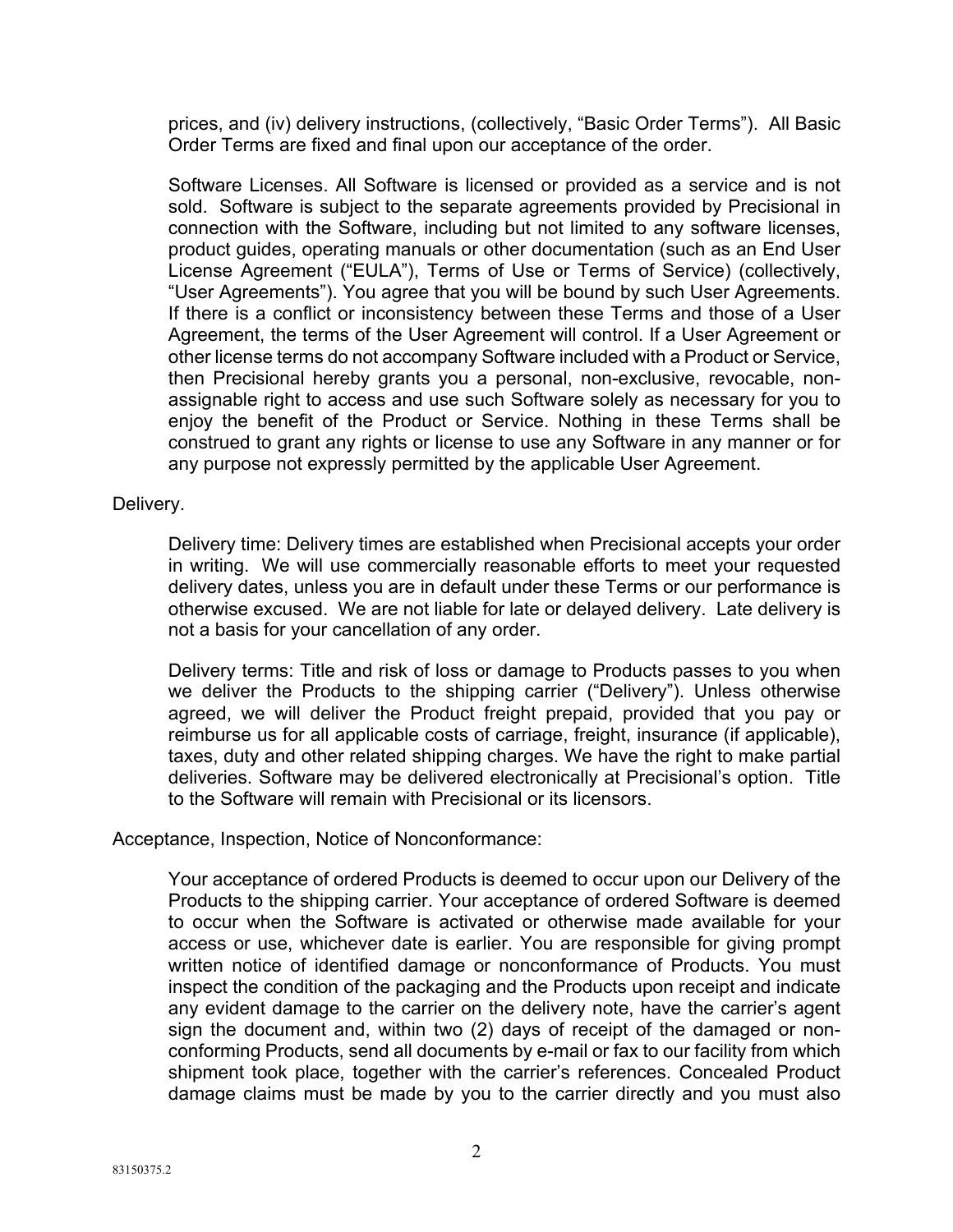prices, and (iv) delivery instructions, (collectively, "Basic Order Terms"). All Basic Order Terms are fixed and final upon our acceptance of the order.

Software Licenses. All Software is licensed or provided as a service and is not sold. Software is subject to the separate agreements provided by Precisional in connection with the Software, including but not limited to any software licenses, product guides, operating manuals or other documentation (such as an End User License Agreement ("EULA"), Terms of Use or Terms of Service) (collectively, "User Agreements"). You agree that you will be bound by such User Agreements. If there is a conflict or inconsistency between these Terms and those of a User Agreement, the terms of the User Agreement will control. If a User Agreement or other license terms do not accompany Software included with a Product or Service, then Precisional hereby grants you a personal, non-exclusive, revocable, non-assignable right to access and use such Software solely as necessary for you to enjoy the benefit of the Product or Service. Nothing in these Terms shall be construed to grant any rights or license to use any Software in any manner or for any purpose not expressly permitted by the applicable User Agreement.

Delivery.

Delivery time: Delivery times are established when Precisional accepts your order in writing. We will use commercially reasonable efforts to meet your requested delivery dates, unless you are in default under these Terms or our performance is otherwise excused. We are not liable for late or delayed delivery. Late delivery is not a basis for your cancellation of any order.

Delivery terms: Title and risk of loss or damage to Products passes to you when we deliver the Products to the shipping carrier ("Delivery"). Unless otherwise agreed, we will deliver the Product freight prepaid, provided that you pay or reimburse us for all applicable costs of carriage, freight, insurance (if applicable), taxes, duty and other related shipping charges. We have the right to make partial deliveries. Software may be delivered electronically at Precisional's option. Title to the Software will remain with Precisional or its licensors.

Acceptance, Inspection, Notice of Nonconformance:

Your acceptance of ordered Products is deemed to occur upon our Delivery of the Products to the shipping carrier. Your acceptance of ordered Software is deemed to occur when the Software is activated or otherwise made available for your access or use, whichever date is earlier. You are responsible for giving prompt written notice of identified damage or nonconformance of Products. You must inspect the condition of the packaging and the Products upon receipt and indicate any evident damage to the carrier on the delivery note, have the carrier's agent sign the document and, within two (2) days of receipt of the damaged or non-conforming Products, send all documents by e-mail or fax to our facility from which shipment took place, together with the carrier's references. Concealed Product damage claims must be made by you to the carrier directly and you must also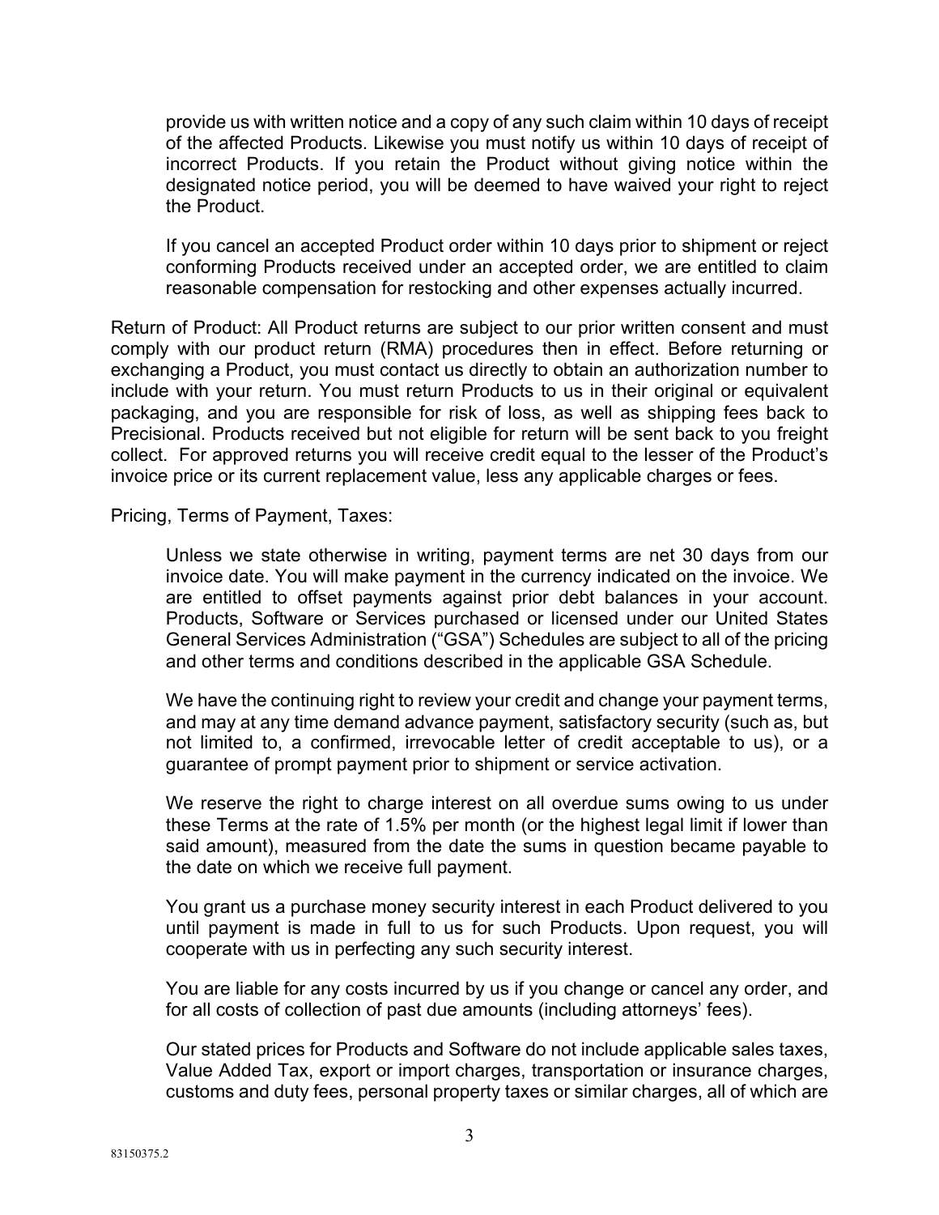provide us with written notice and a copy of any such claim within 10 days of receipt of the affected Products. Likewise you must notify us within 10 days of receipt of incorrect Products. If you retain the Product without giving notice within the designated notice period, you will be deemed to have waived your right to reject the Product.

If you cancel an accepted Product order within 10 days prior to shipment or reject conforming Products received under an accepted order, we are entitled to claim reasonable compensation for restocking and other expenses actually incurred.

Return of Product: All Product returns are subject to our prior written consent and must comply with our product return (RMA) procedures then in effect. Before returning or exchanging a Product, you must contact us directly to obtain an authorization number to include with your return. You must return Products to us in their original or equivalent packaging, and you are responsible for risk of loss, as well as shipping fees back to Precisional. Products received but not eligible for return will be sent back to you freight collect. For approved returns you will receive credit equal to the lesser of the Product's invoice price or its current replacement value, less any applicable charges or fees.

Pricing, Terms of Payment, Taxes:

Unless we state otherwise in writing, payment terms are net 30 days from our invoice date. You will make payment in the currency indicated on the invoice. We are entitled to offset payments against prior debt balances in your account. Products, Software or Services purchased or licensed under our United States General Services Administration ("GSA") Schedules are subject to all of the pricing and other terms and conditions described in the applicable GSA Schedule.

We have the continuing right to review your credit and change your payment terms, and may at any time demand advance payment, satisfactory security (such as, but not limited to, a confirmed, irrevocable letter of credit acceptable to us), or a guarantee of prompt payment prior to shipment or service activation.

We reserve the right to charge interest on all overdue sums owing to us under these Terms at the rate of 1.5% per month (or the highest legal limit if lower than said amount), measured from the date the sums in question became payable to the date on which we receive full payment.

You grant us a purchase money security interest in each Product delivered to you until payment is made in full to us for such Products. Upon request, you will cooperate with us in perfecting any such security interest.

You are liable for any costs incurred by us if you change or cancel any order, and for all costs of collection of past due amounts (including attorneys' fees).

Our stated prices for Products and Software do not include applicable sales taxes, Value Added Tax, export or import charges, transportation or insurance charges, customs and duty fees, personal property taxes or similar charges, all of which are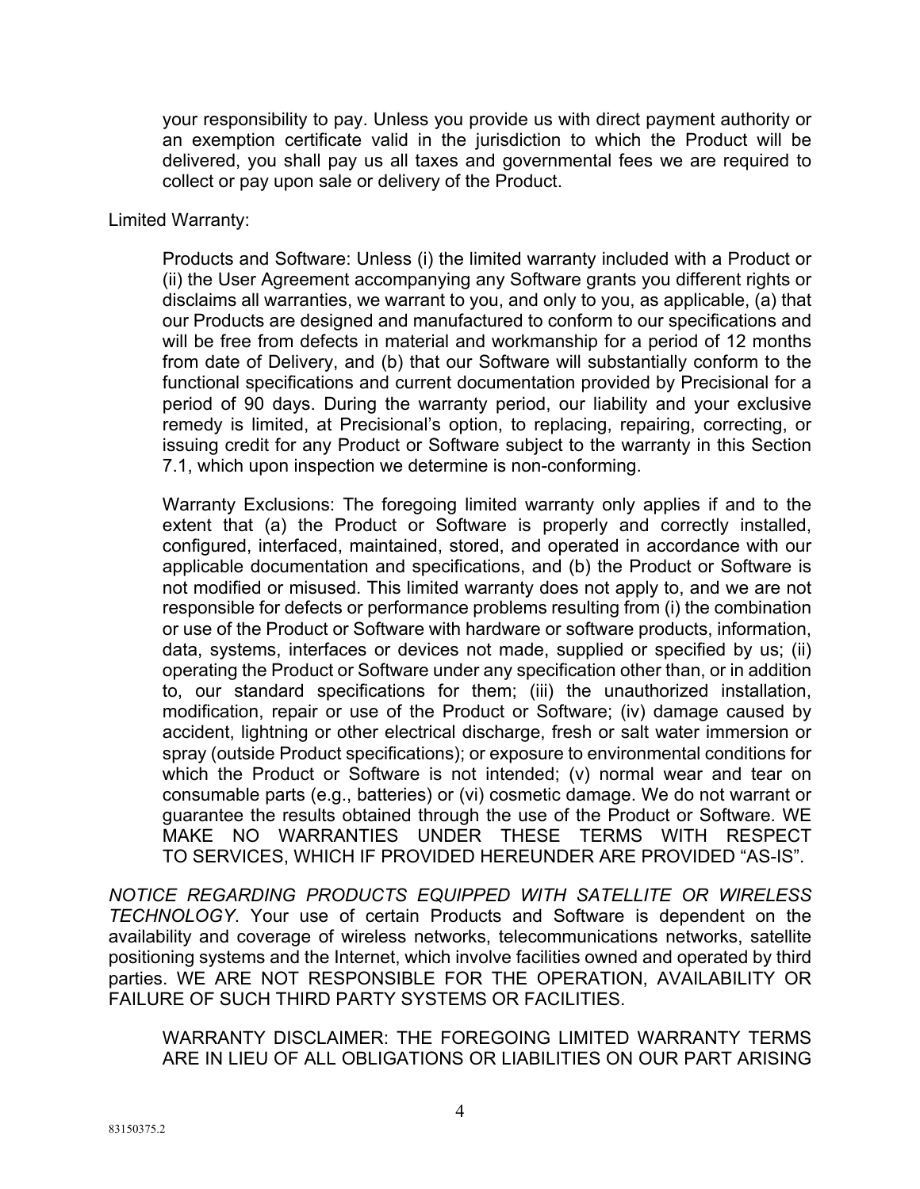your responsibility to pay. Unless you provide us with direct payment authority or an exemption certificate valid in the jurisdiction to which the Product will be delivered, you shall pay us all taxes and governmental fees we are required to collect or pay upon sale or delivery of the Product.

Limited Warranty:

Products and Software: Unless (i) the limited warranty included with a Product or (ii) the User Agreement accompanying any Software grants you different rights or disclaims all warranties, we warrant to you, and only to you, as applicable, (a) that our Products are designed and manufactured to conform to our specifications and will be free from defects in material and workmanship for a period of 12 months from date of Delivery, and (b) that our Software will substantially conform to the functional specifications and current documentation provided by Precisional for a period of 90 days. During the warranty period, our liability and your exclusive remedy is limited, at Precisional's option, to replacing, repairing, correcting, or issuing credit for any Product or Software subject to the warranty in this Section 7.1, which upon inspection we determine is non-conforming.

Warranty Exclusions: The foregoing limited warranty only applies if and to the extent that (a) the Product or Software is properly and correctly installed, configured, interfaced, maintained, stored, and operated in accordance with our applicable documentation and specifications, and (b) the Product or Software is not modified or misused. This limited warranty does not apply to, and we are not responsible for defects or performance problems resulting from (i) the combination or use of the Product or Software with hardware or software products, information, data, systems, interfaces or devices not made, supplied or specified by us; (ii) operating the Product or Software under any specification other than, or in addition to, our standard specifications for them; (iii) the unauthorized installation, modification, repair or use of the Product or Software; (iv) damage caused by accident, lightning or other electrical discharge, fresh or salt water immersion or spray (outside Product specifications); or exposure to environmental conditions for which the Product or Software is not intended; (v) normal wear and tear on consumable parts (e.g., batteries) or (vi) cosmetic damage. We do not warrant or guarantee the results obtained through the use of the Product or Software. WE MAKE NO WARRANTIES UNDER THESE TERMS WITH RESPECT TO SERVICES, WHICH IF PROVIDED HEREUNDER ARE PROVIDED "AS-IS".

*NOTICE REGARDING PRODUCTS EQUIPPED WITH SATELLITE OR WIRELESS TECHNOLOGY*. Your use of certain Products and Software is dependent on the availability and coverage of wireless networks, telecommunications networks, satellite positioning systems and the Internet, which involve facilities owned and operated by third parties. WE ARE NOT RESPONSIBLE FOR THE OPERATION, AVAILABILITY OR FAILURE OF SUCH THIRD PARTY SYSTEMS OR FACILITIES.

WARRANTY DISCLAIMER: THE FOREGOING LIMITED WARRANTY TERMS ARE IN LIEU OF ALL OBLIGATIONS OR LIABILITIES ON OUR PART ARISING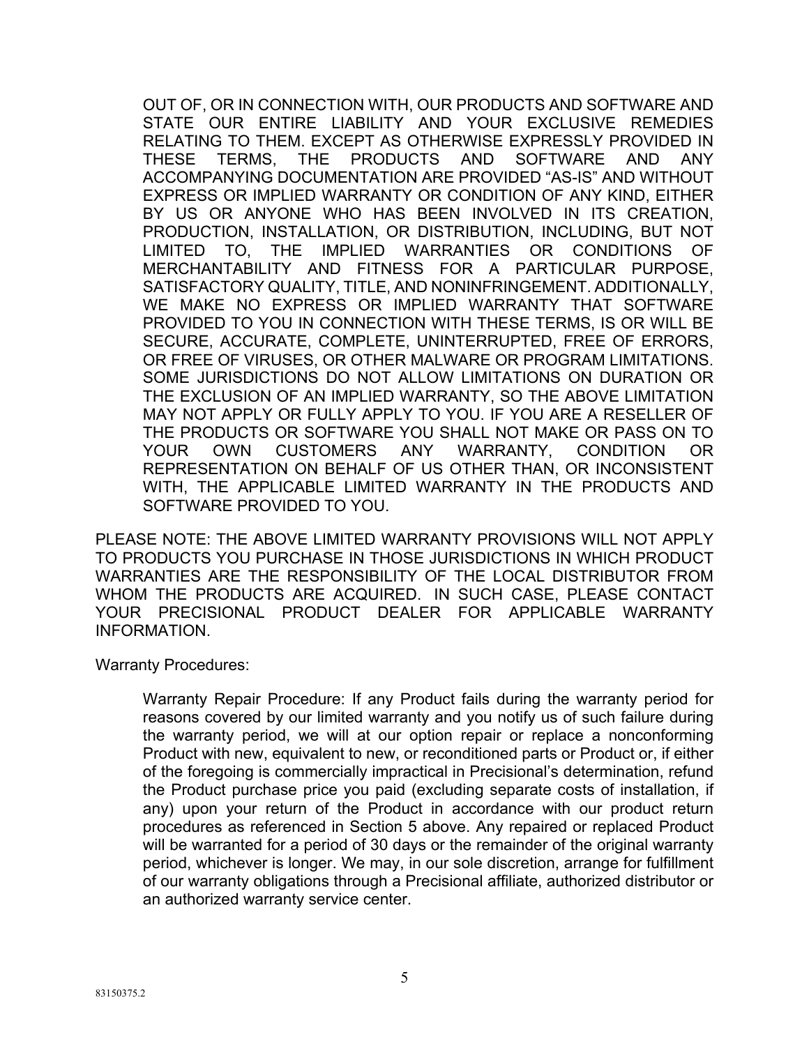OUT OF, OR IN CONNECTION WITH, OUR PRODUCTS AND SOFTWARE AND STATE OUR ENTIRE LIABILITY AND YOUR EXCLUSIVE REMEDIES RELATING TO THEM. EXCEPT AS OTHERWISE EXPRESSLY PROVIDED IN THESE TERMS, THE PRODUCTS AND SOFTWARE AND ANY ACCOMPANYING DOCUMENTATION ARE PROVIDED "AS-IS" AND WITHOUT EXPRESS OR IMPLIED WARRANTY OR CONDITION OF ANY KIND, EITHER BY US OR ANYONE WHO HAS BEEN INVOLVED IN ITS CREATION, PRODUCTION, INSTALLATION, OR DISTRIBUTION, INCLUDING, BUT NOT LIMITED TO, THE IMPLIED WARRANTIES OR CONDITIONS OF MERCHANTABILITY AND FITNESS FOR A PARTICULAR PURPOSE, SATISFACTORY QUALITY, TITLE, AND NONINFRINGEMENT. ADDITIONALLY, WE MAKE NO EXPRESS OR IMPLIED WARRANTY THAT SOFTWARE PROVIDED TO YOU IN CONNECTION WITH THESE TERMS, IS OR WILL BE SECURE, ACCURATE, COMPLETE, UNINTERRUPTED, FREE OF ERRORS, OR FREE OF VIRUSES, OR OTHER MALWARE OR PROGRAM LIMITATIONS. SOME JURISDICTIONS DO NOT ALLOW LIMITATIONS ON DURATION OR THE EXCLUSION OF AN IMPLIED WARRANTY, SO THE ABOVE LIMITATION MAY NOT APPLY OR FULLY APPLY TO YOU. IF YOU ARE A RESELLER OF THE PRODUCTS OR SOFTWARE YOU SHALL NOT MAKE OR PASS ON TO YOUR OWN CUSTOMERS ANY WARRANTY, CONDITION OR REPRESENTATION ON BEHALF OF US OTHER THAN, OR INCONSISTENT WITH, THE APPLICABLE LIMITED WARRANTY IN THE PRODUCTS AND SOFTWARE PROVIDED TO YOU.

PLEASE NOTE: THE ABOVE LIMITED WARRANTY PROVISIONS WILL NOT APPLY TO PRODUCTS YOU PURCHASE IN THOSE JURISDICTIONS IN WHICH PRODUCT WARRANTIES ARE THE RESPONSIBILITY OF THE LOCAL DISTRIBUTOR FROM WHOM THE PRODUCTS ARE ACQUIRED. IN SUCH CASE, PLEASE CONTACT YOUR PRECISIONAL PRODUCT DEALER FOR APPLICABLE WARRANTY INFORMATION.

Warranty Procedures:

Warranty Repair Procedure: If any Product fails during the warranty period for reasons covered by our limited warranty and you notify us of such failure during the warranty period, we will at our option repair or replace a nonconforming Product with new, equivalent to new, or reconditioned parts or Product or, if either of the foregoing is commercially impractical in Precisional's determination, refund the Product purchase price you paid (excluding separate costs of installation, if any) upon your return of the Product in accordance with our product return procedures as referenced in Section 5 above. Any repaired or replaced Product will be warranted for a period of 30 days or the remainder of the original warranty period, whichever is longer. We may, in our sole discretion, arrange for fulfillment of our warranty obligations through a Precisional affiliate, authorized distributor or an authorized warranty service center.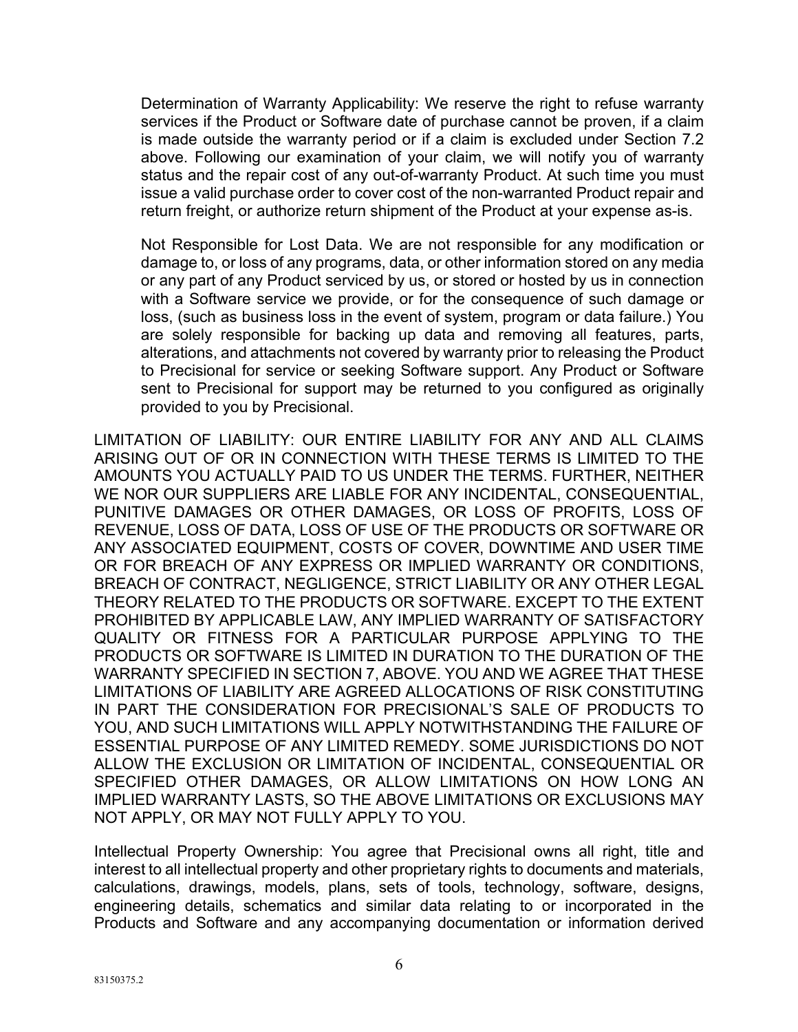Determination of Warranty Applicability: We reserve the right to refuse warranty services if the Product or Software date of purchase cannot be proven, if a claim is made outside the warranty period or if a claim is excluded under Section 7.2 above. Following our examination of your claim, we will notify you of warranty status and the repair cost of any out-of-warranty Product. At such time you must issue a valid purchase order to cover cost of the non-warranted Product repair and return freight, or authorize return shipment of the Product at your expense as-is.

Not Responsible for Lost Data. We are not responsible for any modification or damage to, or loss of any programs, data, or other information stored on any media or any part of any Product serviced by us, or stored or hosted by us in connection with a Software service we provide, or for the consequence of such damage or loss, (such as business loss in the event of system, program or data failure.) You are solely responsible for backing up data and removing all features, parts, alterations, and attachments not covered by warranty prior to releasing the Product to Precisional for service or seeking Software support. Any Product or Software sent to Precisional for support may be returned to you configured as originally provided to you by Precisional.

LIMITATION OF LIABILITY: OUR ENTIRE LIABILITY FOR ANY AND ALL CLAIMS ARISING OUT OF OR IN CONNECTION WITH THESE TERMS IS LIMITED TO THE AMOUNTS YOU ACTUALLY PAID TO US UNDER THE TERMS. FURTHER, NEITHER WE NOR OUR SUPPLIERS ARE LIABLE FOR ANY INCIDENTAL, CONSEQUENTIAL, PUNITIVE DAMAGES OR OTHER DAMAGES, OR LOSS OF PROFITS, LOSS OF REVENUE, LOSS OF DATA, LOSS OF USE OF THE PRODUCTS OR SOFTWARE OR ANY ASSOCIATED EQUIPMENT, COSTS OF COVER, DOWNTIME AND USER TIME OR FOR BREACH OF ANY EXPRESS OR IMPLIED WARRANTY OR CONDITIONS, BREACH OF CONTRACT, NEGLIGENCE, STRICT LIABILITY OR ANY OTHER LEGAL THEORY RELATED TO THE PRODUCTS OR SOFTWARE. EXCEPT TO THE EXTENT PROHIBITED BY APPLICABLE LAW, ANY IMPLIED WARRANTY OF SATISFACTORY QUALITY OR FITNESS FOR A PARTICULAR PURPOSE APPLYING TO THE PRODUCTS OR SOFTWARE IS LIMITED IN DURATION TO THE DURATION OF THE WARRANTY SPECIFIED IN SECTION 7, ABOVE. YOU AND WE AGREE THAT THESE LIMITATIONS OF LIABILITY ARE AGREED ALLOCATIONS OF RISK CONSTITUTING IN PART THE CONSIDERATION FOR PRECISIONAL'S SALE OF PRODUCTS TO YOU, AND SUCH LIMITATIONS WILL APPLY NOTWITHSTANDING THE FAILURE OF ESSENTIAL PURPOSE OF ANY LIMITED REMEDY. SOME JURISDICTIONS DO NOT ALLOW THE EXCLUSION OR LIMITATION OF INCIDENTAL, CONSEQUENTIAL OR SPECIFIED OTHER DAMAGES, OR ALLOW LIMITATIONS ON HOW LONG AN IMPLIED WARRANTY LASTS, SO THE ABOVE LIMITATIONS OR EXCLUSIONS MAY NOT APPLY, OR MAY NOT FULLY APPLY TO YOU.

Intellectual Property Ownership: You agree that Precisional owns all right, title and interest to all intellectual property and other proprietary rights to documents and materials, calculations, drawings, models, plans, sets of tools, technology, software, designs, engineering details, schematics and similar data relating to or incorporated in the Products and Software and any accompanying documentation or information derived

83150375.2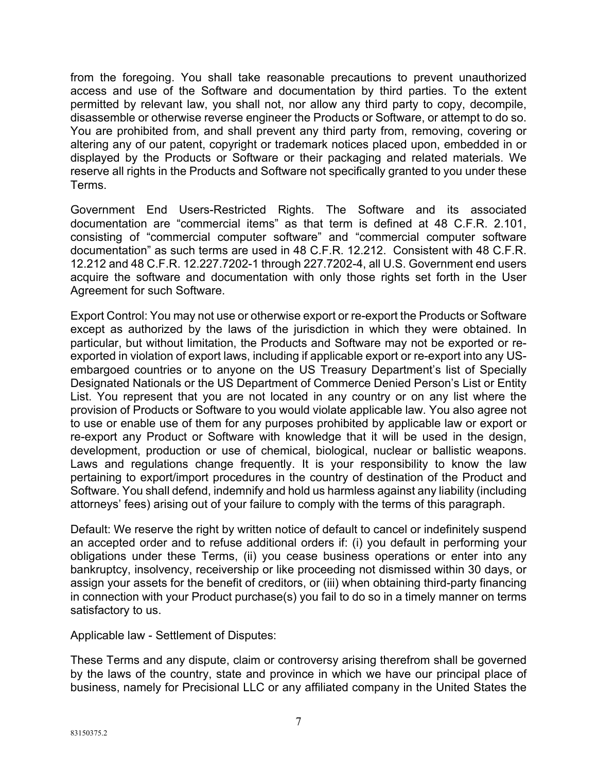from the foregoing. You shall take reasonable precautions to prevent unauthorized access and use of the Software and documentation by third parties. To the extent permitted by relevant law, you shall not, nor allow any third party to copy, decompile, disassemble or otherwise reverse engineer the Products or Software, or attempt to do so. You are prohibited from, and shall prevent any third party from, removing, covering or altering any of our patent, copyright or trademark notices placed upon, embedded in or displayed by the Products or Software or their packaging and related materials. We reserve all rights in the Products and Software not specifically granted to you under these Terms.

Government End Users-Restricted Rights. The Software and its associated documentation are "commercial items" as that term is defined at 48 C.F.R. 2.101, consisting of "commercial computer software" and "commercial computer software documentation" as such terms are used in 48 C.F.R. 12.212. Consistent with 48 C.F.R. 12.212 and 48 C.F.R. 12.227.7202-1 through 227.7202-4, all U.S. Government end users acquire the software and documentation with only those rights set forth in the User Agreement for such Software.

Export Control: You may not use or otherwise export or re-export the Products or Software except as authorized by the laws of the jurisdiction in which they were obtained. In particular, but without limitation, the Products and Software may not be exported or re-exported in violation of export laws, including if applicable export or re-export into any US-embargoed countries or to anyone on the US Treasury Department's list of Specially Designated Nationals or the US Department of Commerce Denied Person's List or Entity List. You represent that you are not located in any country or on any list where the provision of Products or Software to you would violate applicable law. You also agree not to use or enable use of them for any purposes prohibited by applicable law or export or re-export any Product or Software with knowledge that it will be used in the design, development, production or use of chemical, biological, nuclear or ballistic weapons. Laws and regulations change frequently. It is your responsibility to know the law pertaining to export/import procedures in the country of destination of the Product and Software. You shall defend, indemnify and hold us harmless against any liability (including attorneys' fees) arising out of your failure to comply with the terms of this paragraph.

Default: We reserve the right by written notice of default to cancel or indefinitely suspend an accepted order and to refuse additional orders if: (i) you default in performing your obligations under these Terms, (ii) you cease business operations or enter into any bankruptcy, insolvency, receivership or like proceeding not dismissed within 30 days, or assign your assets for the benefit of creditors, or (iii) when obtaining third-party financing in connection with your Product purchase(s) you fail to do so in a timely manner on terms satisfactory to us.

Applicable law - Settlement of Disputes:

These Terms and any dispute, claim or controversy arising therefrom shall be governed by the laws of the country, state and province in which we have our principal place of business, namely for Precisional LLC or any affiliated company in the United States the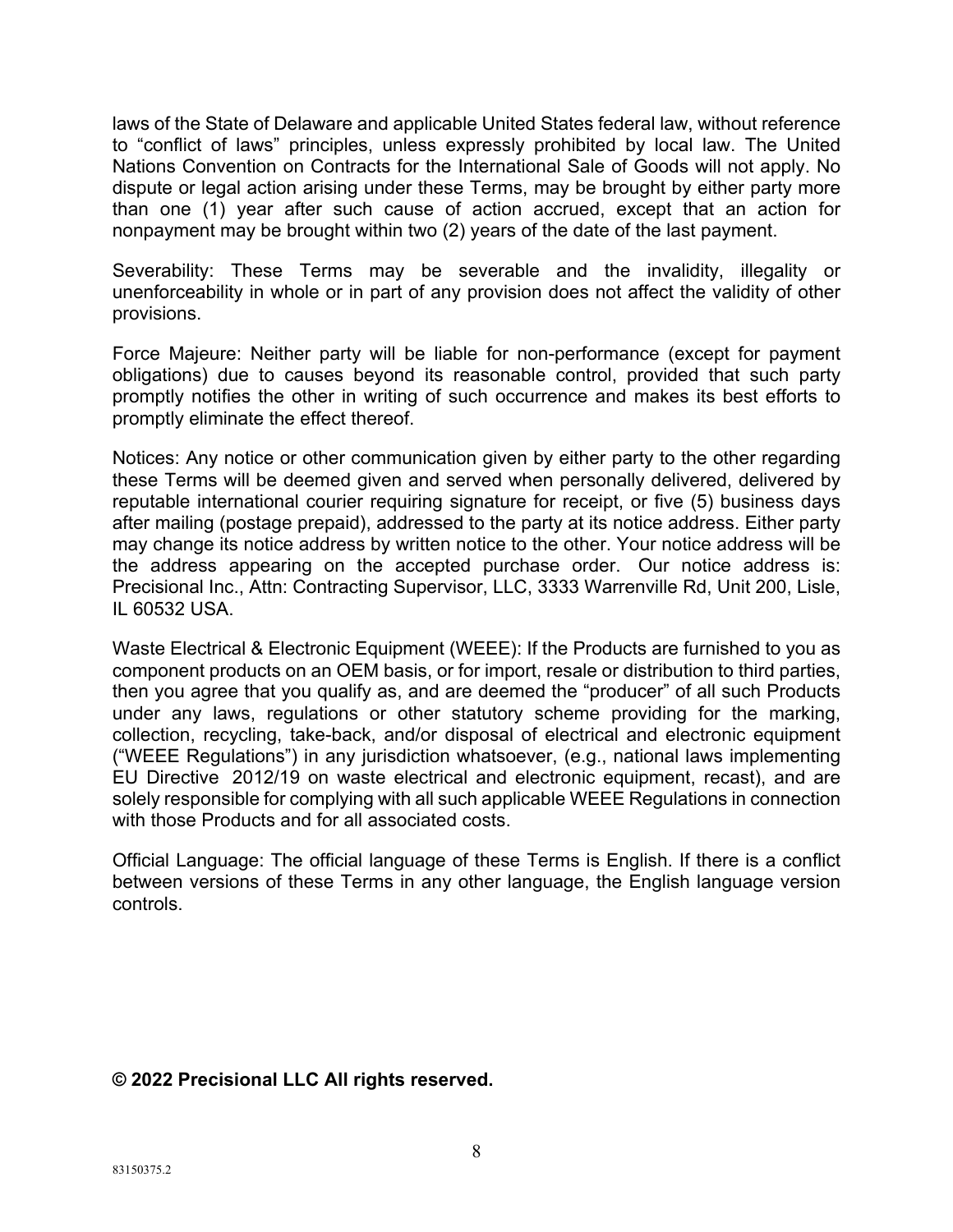laws of the State of Delaware and applicable United States federal law, without reference to "conflict of laws" principles, unless expressly prohibited by local law. The United Nations Convention on Contracts for the International Sale of Goods will not apply. No dispute or legal action arising under these Terms, may be brought by either party more than one (1) year after such cause of action accrued, except that an action for nonpayment may be brought within two (2) years of the date of the last payment.

Severability: These Terms may be severable and the invalidity, illegality or unenforceability in whole or in part of any provision does not affect the validity of other provisions.

Force Majeure: Neither party will be liable for non-performance (except for payment obligations) due to causes beyond its reasonable control, provided that such party promptly notifies the other in writing of such occurrence and makes its best efforts to promptly eliminate the effect thereof.

Notices: Any notice or other communication given by either party to the other regarding these Terms will be deemed given and served when personally delivered, delivered by reputable international courier requiring signature for receipt, or five (5) business days after mailing (postage prepaid), addressed to the party at its notice address. Either party may change its notice address by written notice to the other. Your notice address will be the address appearing on the accepted purchase order. Our notice address is: Precisional Inc., Attn: Contracting Supervisor, LLC, 3333 Warrenville Rd, Unit 200, Lisle, IL 60532 USA.

Waste Electrical & Electronic Equipment (WEEE): If the Products are furnished to you as component products on an OEM basis, or for import, resale or distribution to third parties, then you agree that you qualify as, and are deemed the "producer" of all such Products under any laws, regulations or other statutory scheme providing for the marking, collection, recycling, take-back, and/or disposal of electrical and electronic equipment ("WEEE Regulations") in any jurisdiction whatsoever, (e.g., national laws implementing EU Directive 2012/19 on waste electrical and electronic equipment, recast), and are solely responsible for complying with all such applicable WEEE Regulations in connection with those Products and for all associated costs.

Official Language: The official language of these Terms is English. If there is a conflict between versions of these Terms in any other language, the English language version controls.

**© 2022 Precisional LLC All rights reserved.**

83150375.2